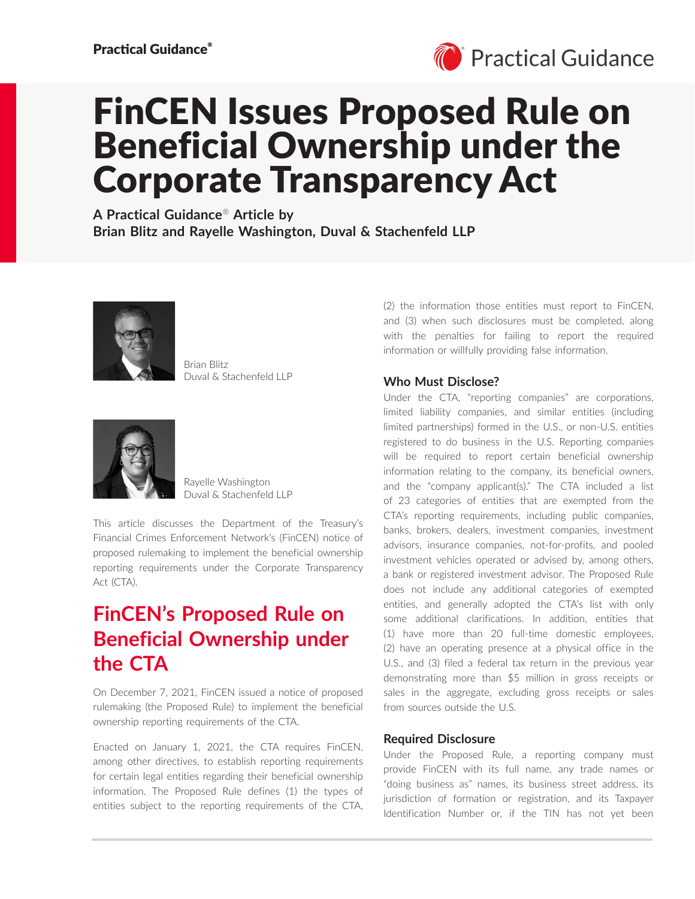# FinCEN Issues Proposed Rule on Beneficial Ownership under the Corporate Transparency Act

**A Practical Guidance® Article by Brian Blitz and Rayelle Washington, Duval & Stachenfeld LLP**

Brian Blitz
Duval & Stachenfeld LLP

Rayelle Washington
Duval & Stachenfeld LLP

This article discusses the Department of the Treasury's Financial Crimes Enforcement Network's (FinCEN) notice of proposed rulemaking to implement the beneficial ownership reporting requirements under the Corporate Transparency Act (CTA).

## FinCEN's Proposed Rule on Beneficial Ownership under the CTA

On December 7, 2021, FinCEN issued a notice of proposed rulemaking (the Proposed Rule) to implement the beneficial ownership reporting requirements of the CTA.

Enacted on January 1, 2021, the CTA requires FinCEN, among other directives, to establish reporting requirements for certain legal entities regarding their beneficial ownership information. The Proposed Rule defines (1) the types of entities subject to the reporting requirements of the CTA, (2) the information those entities must report to FinCEN, and (3) when such disclosures must be completed, along with the penalties for failing to report the required information or willfully providing false information.

### Who Must Disclose?

Under the CTA, "reporting companies" are corporations, limited liability companies, and similar entities (including limited partnerships) formed in the U.S., or non-U.S. entities registered to do business in the U.S. Reporting companies will be required to report certain beneficial ownership information relating to the company, its beneficial owners, and the "company applicant(s)." The CTA included a list of 23 categories of entities that are exempted from the CTA's reporting requirements, including public companies, banks, brokers, dealers, investment companies, investment advisors, insurance companies, not-for-profits, and pooled investment vehicles operated or advised by, among others, a bank or registered investment advisor. The Proposed Rule does not include any additional categories of exempted entities, and generally adopted the CTA's list with only some additional clarifications. In addition, entities that (1) have more than 20 full-time domestic employees, (2) have an operating presence at a physical office in the U.S., and (3) filed a federal tax return in the previous year demonstrating more than $5 million in gross receipts or sales in the aggregate, excluding gross receipts or sales from sources outside the U.S.

### Required Disclosure

Under the Proposed Rule, a reporting company must provide FinCEN with its full name, any trade names or "doing business as" names, its business street address, its jurisdiction of formation or registration, and its Taxpayer Identification Number or, if the TIN has not yet been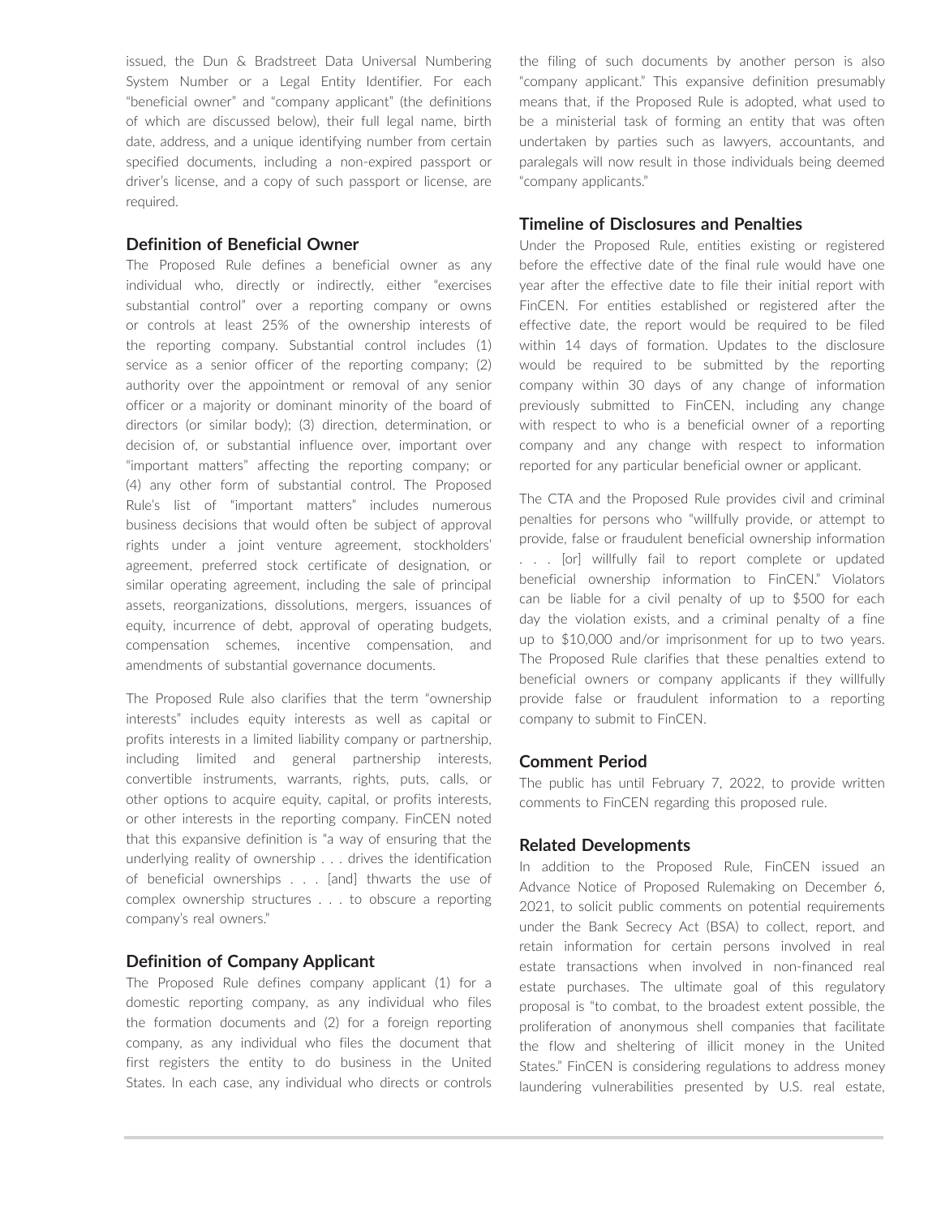issued, the Dun & Bradstreet Data Universal Numbering System Number or a Legal Entity Identifier. For each "beneficial owner" and "company applicant" (the definitions of which are discussed below), their full legal name, birth date, address, and a unique identifying number from certain specified documents, including a non-expired passport or driver's license, and a copy of such passport or license, are required.

### Definition of Beneficial Owner

The Proposed Rule defines a beneficial owner as any individual who, directly or indirectly, either "exercises substantial control" over a reporting company or owns or controls at least 25% of the ownership interests of the reporting company. Substantial control includes (1) service as a senior officer of the reporting company; (2) authority over the appointment or removal of any senior officer or a majority or dominant minority of the board of directors (or similar body); (3) direction, determination, or decision of, or substantial influence over, important over "important matters" affecting the reporting company; or (4) any other form of substantial control. The Proposed Rule's list of "important matters" includes numerous business decisions that would often be subject of approval rights under a joint venture agreement, stockholders' agreement, preferred stock certificate of designation, or similar operating agreement, including the sale of principal assets, reorganizations, dissolutions, mergers, issuances of equity, incurrence of debt, approval of operating budgets, compensation schemes, incentive compensation, and amendments of substantial governance documents.

The Proposed Rule also clarifies that the term "ownership interests" includes equity interests as well as capital or profits interests in a limited liability company or partnership, including limited and general partnership interests, convertible instruments, warrants, rights, puts, calls, or other options to acquire equity, capital, or profits interests, or other interests in the reporting company. FinCEN noted that this expansive definition is "a way of ensuring that the underlying reality of ownership . . . drives the identification of beneficial ownerships . . . [and] thwarts the use of complex ownership structures . . . to obscure a reporting company's real owners."

### Definition of Company Applicant

The Proposed Rule defines company applicant (1) for a domestic reporting company, as any individual who files the formation documents and (2) for a foreign reporting company, as any individual who files the document that first registers the entity to do business in the United States. In each case, any individual who directs or controls the filing of such documents by another person is also "company applicant." This expansive definition presumably means that, if the Proposed Rule is adopted, what used to be a ministerial task of forming an entity that was often undertaken by parties such as lawyers, accountants, and paralegals will now result in those individuals being deemed "company applicants."

### Timeline of Disclosures and Penalties

Under the Proposed Rule, entities existing or registered before the effective date of the final rule would have one year after the effective date to file their initial report with FinCEN. For entities established or registered after the effective date, the report would be required to be filed within 14 days of formation. Updates to the disclosure would be required to be submitted by the reporting company within 30 days of any change of information previously submitted to FinCEN, including any change with respect to who is a beneficial owner of a reporting company and any change with respect to information reported for any particular beneficial owner or applicant.

The CTA and the Proposed Rule provides civil and criminal penalties for persons who "willfully provide, or attempt to provide, false or fraudulent beneficial ownership information . . . [or] willfully fail to report complete or updated beneficial ownership information to FinCEN." Violators can be liable for a civil penalty of up to $500 for each day the violation exists, and a criminal penalty of a fine up to $10,000 and/or imprisonment for up to two years. The Proposed Rule clarifies that these penalties extend to beneficial owners or company applicants if they willfully provide false or fraudulent information to a reporting company to submit to FinCEN.

### Comment Period

The public has until February 7, 2022, to provide written comments to FinCEN regarding this proposed rule.

### Related Developments

In addition to the Proposed Rule, FinCEN issued an Advance Notice of Proposed Rulemaking on December 6, 2021, to solicit public comments on potential requirements under the Bank Secrecy Act (BSA) to collect, report, and retain information for certain persons involved in real estate transactions when involved in non-financed real estate purchases. The ultimate goal of this regulatory proposal is "to combat, to the broadest extent possible, the proliferation of anonymous shell companies that facilitate the flow and sheltering of illicit money in the United States." FinCEN is considering regulations to address money laundering vulnerabilities presented by U.S. real estate,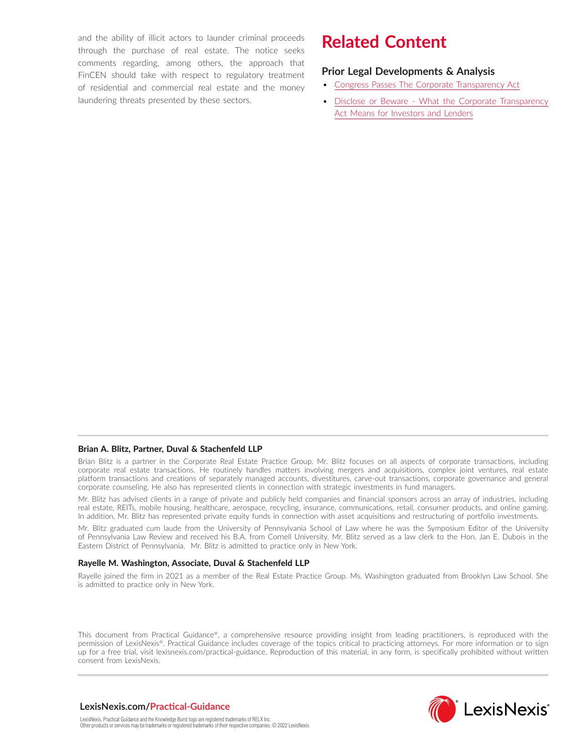and the ability of illicit actors to launder criminal proceeds through the purchase of real estate. The notice seeks comments regarding, among others, the approach that FinCEN should take with respect to regulatory treatment of residential and commercial real estate and the money laundering threats presented by these sectors.

# Related Content

### Prior Legal Developments & Analysis

- Congress Passes The Corporate Transparency Act
- Disclose or Beware - What the Corporate Transparency Act Means for Investors and Lenders

**Brian A. Blitz, Partner, Duval & Stachenfeld LLP**

Brian Blitz is a partner in the Corporate Real Estate Practice Group. Mr. Blitz focuses on all aspects of corporate transactions, including corporate real estate transactions. He routinely handles matters involving mergers and acquisitions, complex joint ventures, real estate platform transactions and creations of separately managed accounts, divestitures, carve-out transactions, corporate governance and general corporate counseling. He also has represented clients in connection with strategic investments in fund managers.

Mr. Blitz has advised clients in a range of private and publicly held companies and financial sponsors across an array of industries, including real estate, REITs, mobile housing, healthcare, aerospace, recycling, insurance, communications, retail, consumer products, and online gaming. In addition, Mr. Blitz has represented private equity funds in connection with asset acquisitions and restructuring of portfolio investments.

Mr. Blitz graduated cum laude from the University of Pennsylvania School of Law where he was the Symposium Editor of the University of Pennsylvania Law Review and received his B.A. from Cornell University. Mr. Blitz served as a law clerk to the Hon. Jan E. Dubois in the Eastern District of Pennsylvania. Mr. Blitz is admitted to practice only in New York.

**Rayelle M. Washington, Associate, Duval & Stachenfeld LLP**

Rayelle joined the firm in 2021 as a member of the Real Estate Practice Group. Ms. Washington graduated from Brooklyn Law School. She is admitted to practice only in New York.

This document from Practical Guidance®, a comprehensive resource providing insight from leading practitioners, is reproduced with the permission of LexisNexis®. Practical Guidance includes coverage of the topics critical to practicing attorneys. For more information or to sign up for a free trial, visit lexisnexis.com/practical-guidance. Reproduction of this material, in any form, is specifically prohibited without written consent from LexisNexis.

**LexisNexis.com/Practical-Guidance**

LexisNexis, Practical Guidance and the Knowledge Burst logo are registered trademarks of RELX Inc.
Other products or services may be trademarks or registered trademarks of their respective companies. © 2022 LexisNexis